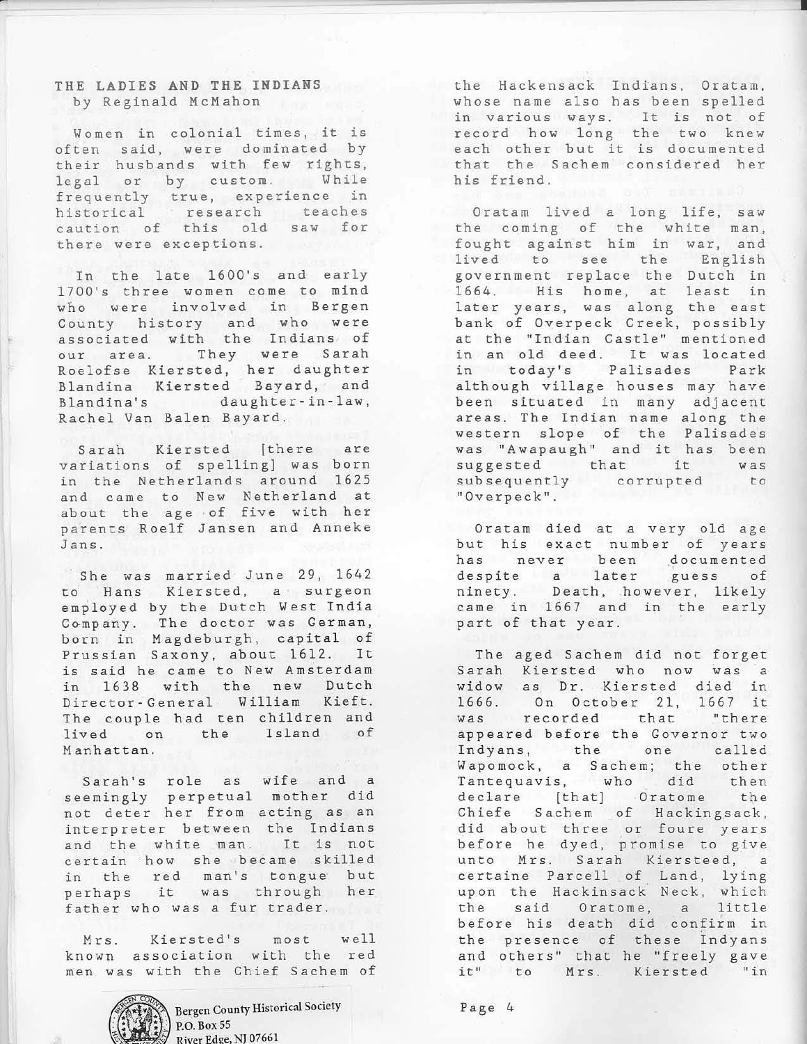## THE LADIES AND THE INDIANS

by Reginald McMahon

Women in colonial times, it is often said, were dominated by their husbands with few rights, legal or by custom. While frequently true, experience in historical research teaches caution of this old saw for there were exceptions.

In the late 1600's and early 1700's three women come to mind who were involved in Bergen County history and who were associated with the Indians of our area. They were Sarah Roelofse Kiersted, her daughter Blandina Kiersted Bayard, and Blandina's daughter-in-law, Rachel Van Balen Bayard.

Sarah Kiersted [there are variations of spelling] was born in the Netherlands around 1625 and came to New Netherland at about the age of five with her parents Roelf Jansen and Anneke Jans.

She was married June 29, 1642 to Hans Kiersted, a surgeon employed by the Dutch West India Company. The doctor was German, born in Magdeburgh, capital of Prussian Saxony, about 1612. It is said he came to New Amsterdam in 1638 with the new Dutch Director-General William Kieft. The couple had ten children and lived on the Island of Manhattan.

Sarah's role as wife and a seemingly perpetual mother did not deter her from acting as an interpreter between the Indians and the white man. It is not certain how she became skilled in the red man's tongue but perhaps it was through her father who was a fur trader.

Mrs. Kiersted's most well known association with the red men was with the Chief Sachem of the Hackensack Indians, Oratam, whose name also has been spelled in various ways. It is not of record how long the two knew each other but it is documented that the Sachem considered her his friend.

Oratam lived a long life, saw the coming of the white man, fought against him in war, and lived to see the English government replace the Dutch in 1664. His home, at least in later years, was along the east bank of Overpeck Creek, possibly at the "Indian Castle" mentioned in an old deed. It was located in today's Palisades Park although village houses may have been situated in many adjacent areas. The Indian name along the western slope of the Palisades was "Awapaugh" and it has been suggested that it was subsequently corrupted to "Overpeck".

Oratam died at a very old age but his exact number of years has never been documented despite a later guess of ninety. Death, however, likely came in 1667 and in the early part of that year.

The aged Sachem did not forget Sarah Kiersted who now was a widow as Dr. Kiersted died in 1666. On October 21, 1667 it was recorded that "there appeared before the Governor two Indyans, the one called Wapomock, a Sachem; the other Tantequavis, who did then declare [that] Oratome the Chiefe Sachem of Hackingsack, did about three or foure years before he dyed, promise to give unto Mrs. Sarah Kiersteed, a certaine Parcell of Land, lying upon the Hackinsack Neck, which the said Oratome, a little before his death did confirm in the presence of these Indyans and others" that he "freely gave it" to Mrs. Kiersted "in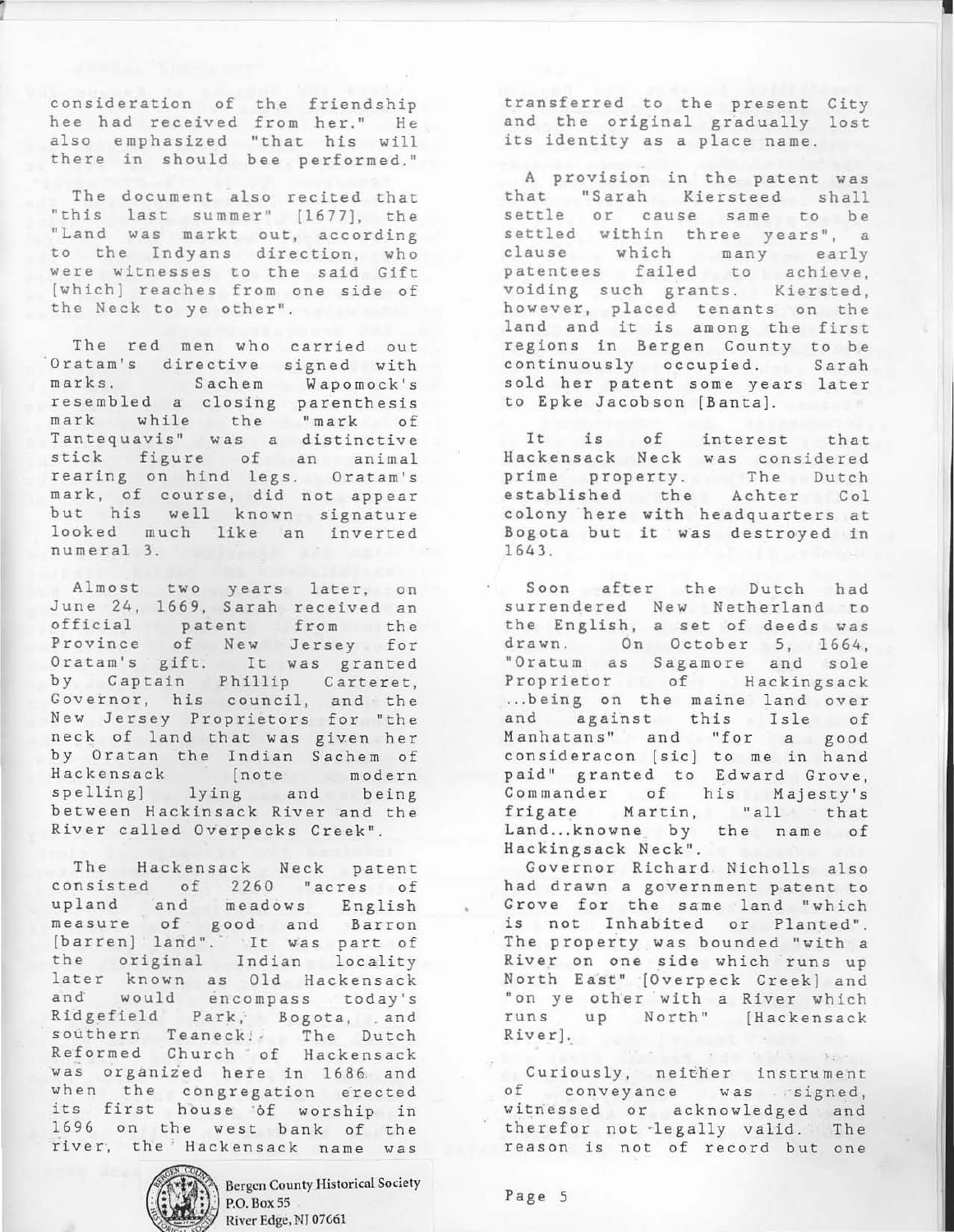consideration of the friendship hee had received from her." He also emphasized "that his will there in should bee performed."

The document also recited that "this last summer" [1677], the "Land was markt out, according to the Indyans direction, who were witnesses to the said Gift [which] reaches from one side of the Neck to ye other".

The red men who carried out Oratam's directive signed with marks. Sachem Wapomock's resembled a closing parenthesis mark while the "mark of Tantequavis" was a distinctive stick figure of an animal rearing on hind legs. Oratam's mark, of course, did not appear but his well known signature looked much like an inverted numeral 3.

Almost two years later, on June 24, 1669, Sarah received an official patent from the Province of New Jersey for Oratam's gift. It was granted by Captain Phillip Carteret, Governor, his council, and the New Jersey Proprietors for "the neck of land that was given her by Oratan the Indian Sachem of Hackensack [note modern spelling] lying and being between Hackinsack River and the River called Overpecks Creek".

The Hackensack Neck patent consisted of 2260 "acres of upland and meadows English measure of good and Barron [barren] land". It was part of the original Indian locality later known as Old Hackensack and would encompass today's Ridgefield Park, Bogota, and southern Teaneck. The Dutch Reformed Church of Hackensack was organized here in 1686 and when the congregation erected its first house of worship in 1696 on the west bank of the river, the Hackensack name was transferred to the present City and the original gradually lost its identity as a place name.

A provision in the patent was that "Sarah Kiersteed shall settle or cause same to be settled within three years", a clause which many early patentees failed to achieve, voiding such grants. Kiersted, however, placed tenants on the land and it is among the first regions in Bergen County to be continuously occupied. Sarah sold her patent some years later to Epke Jacobson [Banta].

It is of interest that Hackensack Neck was considered prime property. The Dutch established the Achter Col colony here with headquarters at Bogota but it was destroyed in 1643.

Soon after the Dutch had surrendered New Netherland to the English, a set of deeds was drawn. On October 5, 1664, "Oratum as Sagamore and sole Proprietor of Hackingsack ...being on the maine land over and against this Isle of Manhatans" and "for a good consideracon [sic] to me in hand paid" granted to Edward Grove, Commander of his Majesty's frigate Martin, "all that Land...knowne by the name of Hackingsack Neck".

Governor Richard Nicholls also had drawn a government patent to Grove for the same land "which is not Inhabited or Planted". The property was bounded "with a River on one side which runs up North East" [Overpeck Creek] and "on ye other with a River which runs up North" [Hackensack River].

Curiously, neither instrument of conveyance was signed, witnessed or acknowledged and therefor not legally valid. The reason is not of record but one

Bergen County Historical Society
P.O. Box 55
River Edge, NJ 07661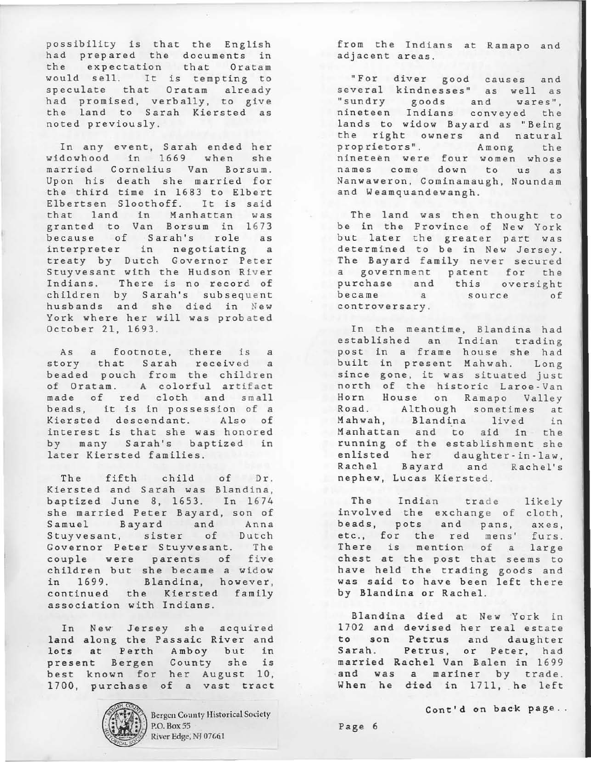possibility is that the English had prepared the documents in the expectation that Oratam would sell. It is tempting to speculate that Oratam already had promised, verbally, to give the land to Sarah Kiersted as noted previously.

In any event, Sarah ended her widowhood in 1669 when she married Cornelius Van Borsum. Upon his death she married for the third time in 1683 to Elbert Elbertsen Sloothoff. It is said that land in Manhattan was granted to Van Borsum in 1673 because of Sarah's role as interpreter in negotiating a treaty by Dutch Governor Peter Stuyvesant with the Hudson River Indians. There is no record of children by Sarah's subsequent husbands and she died in New York where her will was probated October 21, 1693.

As a footnote, there is a story that Sarah received a beaded pouch from the children of Oratam. A colorful artifact made of red cloth and small beads, it is in possession of a Kiersted descendant. Also of interest is that she was honored by many Sarah's baptized in later Kiersted families.

The fifth child of Dr. Kiersted and Sarah was Blandina, baptized June 8, 1653. In 1674 she married Peter Bayard, son of Samuel Bayard and Anna Stuyvesant, sister of Dutch Governor Peter Stuyvesant. The couple were parents of five children but she became a widow in 1699. Blandina, however, continued the Kiersted family association with Indians.

In New Jersey she acquired land along the Passaic River and lots at Perth Amboy but in present Bergen County she is best known for her August 10, 1700, purchase of a vast tract from the Indians at Ramapo and adjacent areas.

"For diver good causes and several kindnesses" as well as "sundry goods and wares", nineteen Indians conveyed the lands to widow Bayard as "Being the right owners and natural proprietors". Among the nineteen were four women whose names come down to us as Nanwaweron, Cominamaugh, Noundam and Weamquandewangh.

The land was then thought to be in the Province of New York but later the greater part was determined to be in New Jersey. The Bayard family never secured a government patent for the purchase and this oversight became a source of controversary.

In the meantime, Blandina had established an Indian trading post in a frame house she had built in present Mahwah. Long since gone, it was situated just north of the historic Laroe-Van Horn House on Ramapo Valley Road. Although sometimes at Mahwah, Blandina lived in Manhattan and to aid in the running of the establishment she enlisted her daughter-in-law, Rachel Bayard and Rachel's nephew, Lucas Kiersted.

The Indian trade likely involved the exchange of cloth, beads, pots and pans, axes, etc., for the red mens' furs. There is mention of a large chest at the post that seems to have held the trading goods and was said to have been left there by Blandina or Rachel.

Blandina died at New York in 1702 and devised her real estate to son Petrus and daughter Sarah. Petrus, or Peter, had married Rachel Van Balen in 1699 and was a mariner by trade. When he died in 1711, he left

Cont'd on back page..

Bergen County Historical Society
P.O. Box 55
River Edge, NJ 07661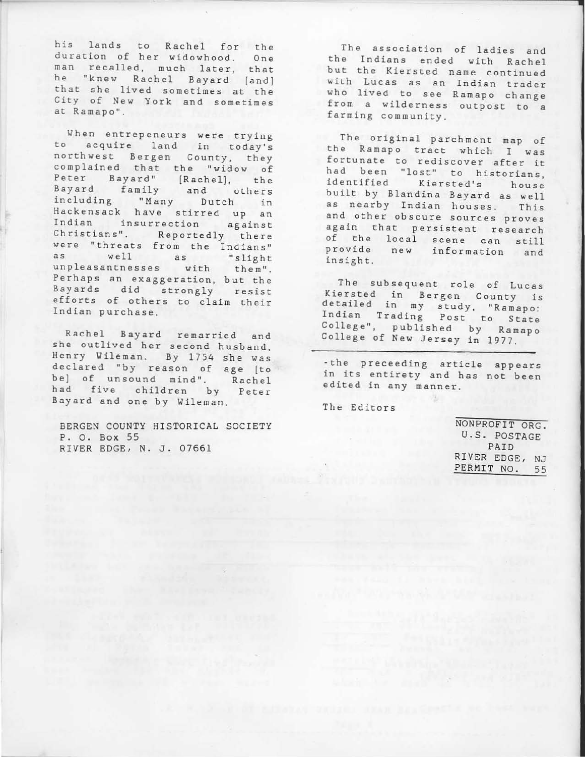his lands to Rachel for the duration of her widowhood. One man recalled, much later, that he "knew Rachel Bayard [and] that she lived sometimes at the City of New York and sometimes at Ramapo".

When entrepeneurs were trying to acquire land in today's northwest Bergen County, they complained that the "widow of Peter Bayard" [Rachel], the Bayard family and others including "Many Dutch in Hackensack have stirred up an Indian insurrection against Christians". Reportedly there were "threats from the Indians" as well as "slight unpleasantnesses with them". Perhaps an exaggeration, but the Bayards did strongly resist efforts of others to claim their Indian purchase.

Rachel Bayard remarried and she outlived her second husband, Henry Wileman. By 1754 she was declared "by reason of age [to be] of unsound mind". Rachel had five children by Peter Bayard and one by Wileman.

The association of ladies and the Indians ended with Rachel but the Kiersted name continued with Lucas as an Indian trader who lived to see Ramapo change from a wilderness outpost to a farming community.

The original parchment map of the Ramapo tract which I was fortunate to rediscover after it had been "lost" to historians, identified Kiersted's house built by Blandina Bayard as well as nearby Indian houses. This and other obscure sources proves again that persistent research of the local scene can still provide new information and insight.

The subsequent role of Lucas Kiersted in Bergen County is detailed in my study, "Ramapo: Indian Trading Post to State College", published by Ramapo College of New Jersey in 1977.

-the preceeding article appears in its entirety and has not been edited in any manner.

The Editors

BERGEN COUNTY HISTORICAL SOCIETY
P. O. Box 55
RIVER EDGE, N. J. 07661

NONPROFIT ORG.
U.S. POSTAGE
PAID
RIVER EDGE, NJ
PERMIT NO. 55